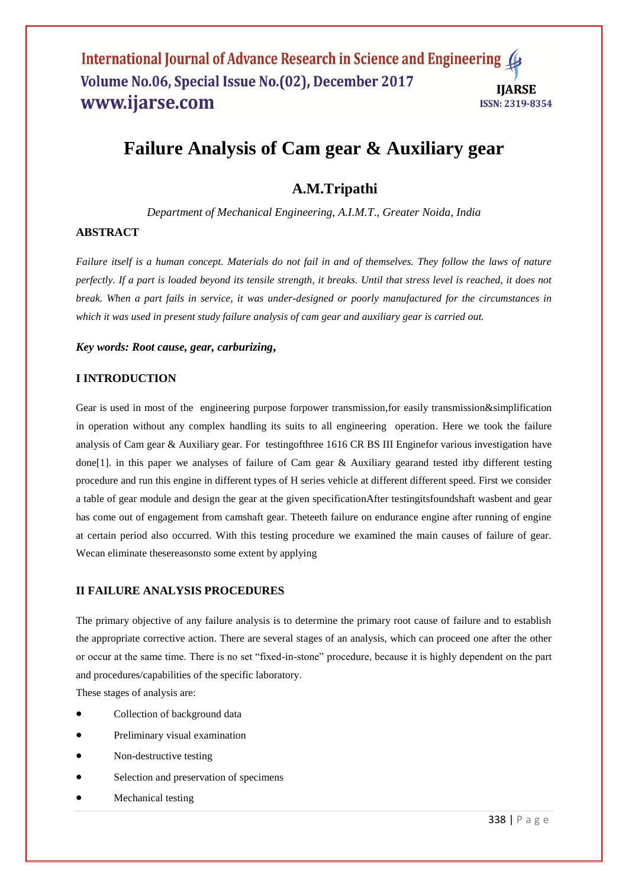# Failure Analysis of Cam gear & Auxiliary gear

## A.M.Tripathi

*Department of Mechanical Engineering, A.I.M.T., Greater Noida, India*

### ABSTRACT

*Failure itself is a human concept. Materials do not fail in and of themselves. They follow the laws of nature perfectly. If a part is loaded beyond its tensile strength, it breaks. Until that stress level is reached, it does not break. When a part fails in service, it was under-designed or poorly manufactured for the circumstances in which it was used in present study failure analysis of cam gear and auxiliary gear is carried out.*

***Key words: Root cause, gear, carburizing,***

### I INTRODUCTION

Gear is used in most of the engineering purpose forpower transmission,for easily transmission&simplification in operation without any complex handling its suits to all engineering operation. Here we took the failure analysis of Cam gear & Auxiliary gear. For testingofthree 1616 CR BS III Enginefor various investigation have done[1]. in this paper we analyses of failure of Cam gear & Auxiliary gearand tested itby different testing procedure and run this engine in different types of H series vehicle at different different speed. First we consider a table of gear module and design the gear at the given specificationAfter testingitsfoundshaft wasbent and gear has come out of engagement from camshaft gear. Theteeth failure on endurance engine after running of engine at certain period also occurred. With this testing procedure we examined the main causes of failure of gear. Wecan eliminate thesereasonsto some extent by applying

### II FAILURE ANALYSIS PROCEDURES

The primary objective of any failure analysis is to determine the primary root cause of failure and to establish the appropriate corrective action. There are several stages of an analysis, which can proceed one after the other or occur at the same time. There is no set "fixed-in-stone" procedure, because it is highly dependent on the part and procedures/capabilities of the specific laboratory.

These stages of analysis are:

- Collection of background data
- Preliminary visual examination
- Non-destructive testing
- Selection and preservation of specimens
- Mechanical testing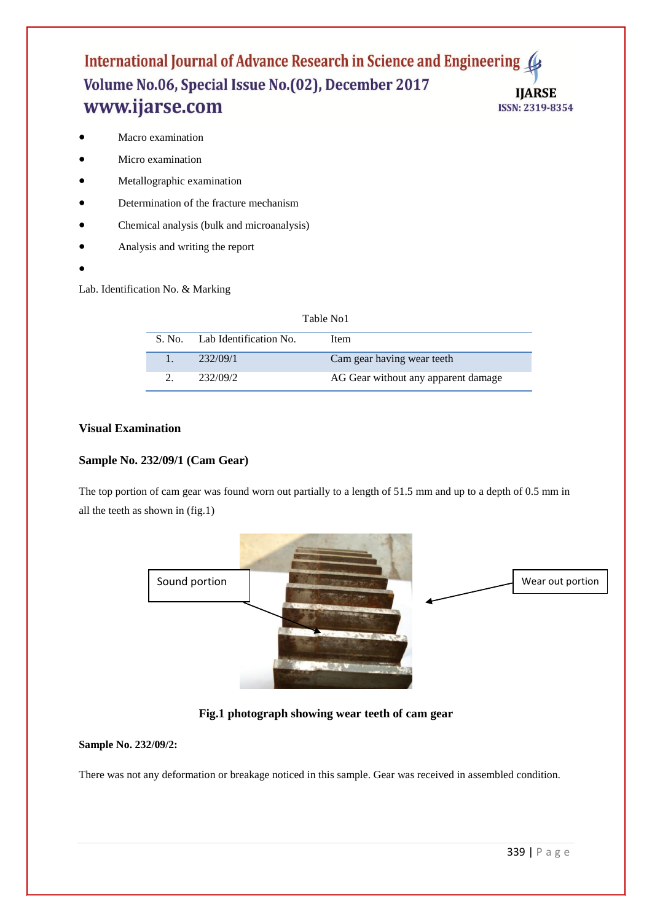- Macro examination
- Micro examination
- Metallographic examination
- Determination of the fracture mechanism
- Chemical analysis (bulk and microanalysis)
- Analysis and writing the report
-

Lab. Identification No. & Marking

Table No1

| S. No. | Lab Identification No. | Item |
|---|---|---|
| 1. | 232/09/1 | Cam gear having wear teeth |
| 2. | 232/09/2 | AG Gear without any apparent damage |

**Visual Examination**

**Sample No. 232/09/1 (Cam Gear)**

The top portion of cam gear was found worn out partially to a length of 51.5 mm and up to a depth of 0.5 mm in all the teeth as shown in (fig.1)

Sound portion

Wear out portion

**Fig.1 photograph showing wear teeth of cam gear**

**Sample No. 232/09/2:**

There was not any deformation or breakage noticed in this sample. Gear was received in assembled condition.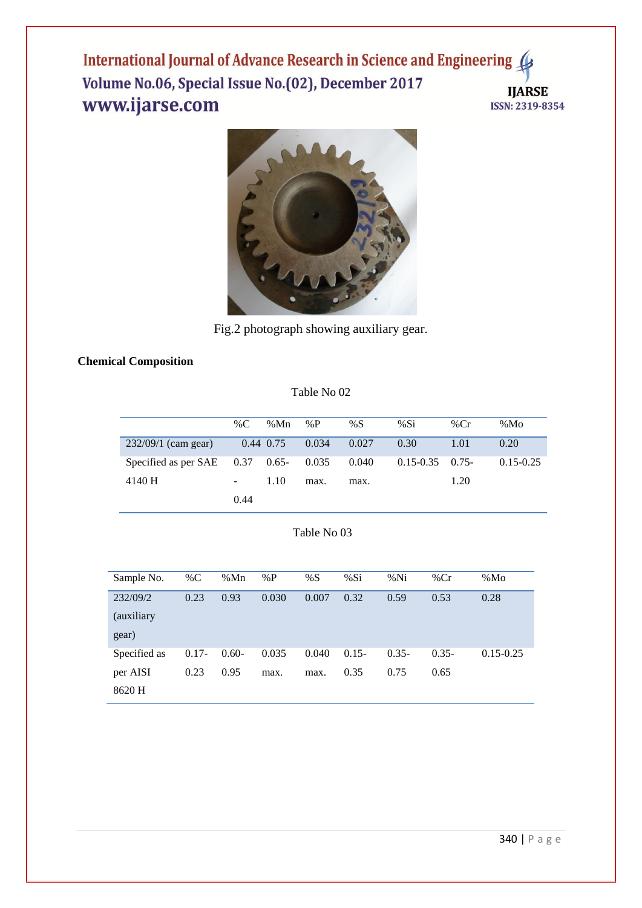Fig.2 photograph showing auxiliary gear.

**Chemical Composition**

Table No 02

| | %C | %Mn | %P | %S | %Si | %Cr | %Mo |
|---|---|---|---|---|---|---|---|
| 232/09/1 (cam gear) | 0.44 | 0.75 | 0.034 | 0.027 | 0.30 | 1.01 | 0.20 |
| Specified as per SAE 4140 H | 0.37 - 0.44 | 0.65- 1.10 | 0.035 max. | 0.040 max. | 0.15-0.35 | 0.75- 1.20 | 0.15-0.25 |

Table No 03

| Sample No. | %C | %Mn | %P | %S | %Si | %Ni | %Cr | %Mo |
|---|---|---|---|---|---|---|---|---|
| 232/09/2 (auxiliary gear) | 0.23 | 0.93 | 0.030 | 0.007 | 0.32 | 0.59 | 0.53 | 0.28 |
| Specified as per AISI 8620 H | 0.17- 0.23 | 0.60- 0.95 | 0.035 max. | 0.040 max. | 0.15- 0.35 | 0.35- 0.75 | 0.35- 0.65 | 0.15-0.25 |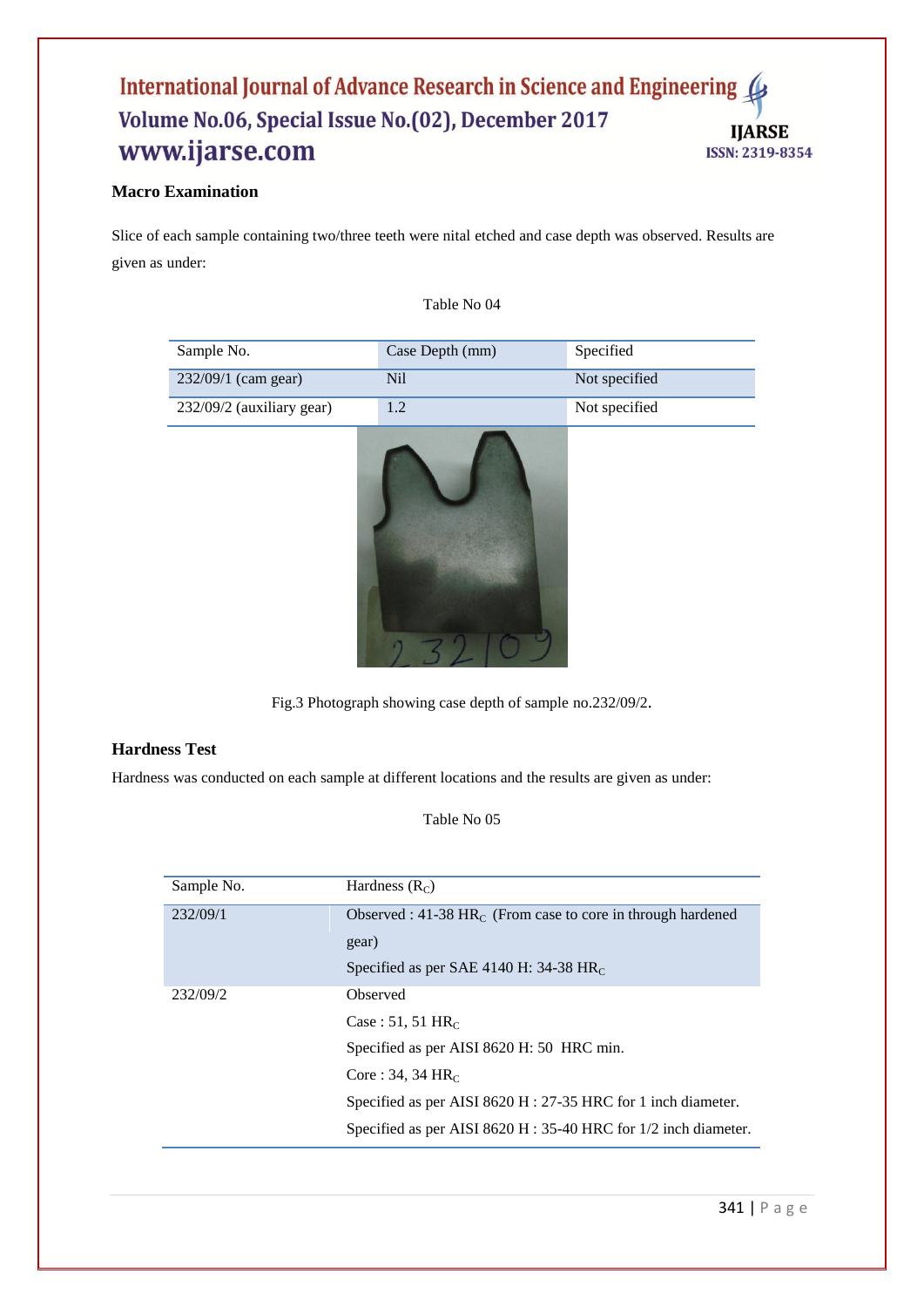**Macro Examination**

Slice of each sample containing two/three teeth were nital etched and case depth was observed. Results are given as under:

Table No 04

| Sample No. | Case Depth (mm) | Specified |
|---|---|---|
| 232/09/1 (cam gear) | Nil | Not specified |
| 232/09/2 (auxiliary gear) | 1.2 | Not specified |

Fig.3 Photograph showing case depth of sample no.232/09/2.

**Hardness Test**

Hardness was conducted on each sample at different locations and the results are given as under:

Table No 05

| Sample No. | Hardness ($R_C$) |
|---|---|
| 232/09/1 | Observed : 41-38 $HR_C$ (From case to core in through hardened gear)<br>Specified as per SAE 4140 H: 34-38 $HR_C$ |
| 232/09/2 | Observed<br>Case : 51, 51 $HR_C$<br>Specified as per AISI 8620 H: 50 HRC min.<br>Core : 34, 34 $HR_C$<br>Specified as per AISI 8620 H : 27-35 HRC for 1 inch diameter.<br>Specified as per AISI 8620 H : 35-40 HRC for 1/2 inch diameter. |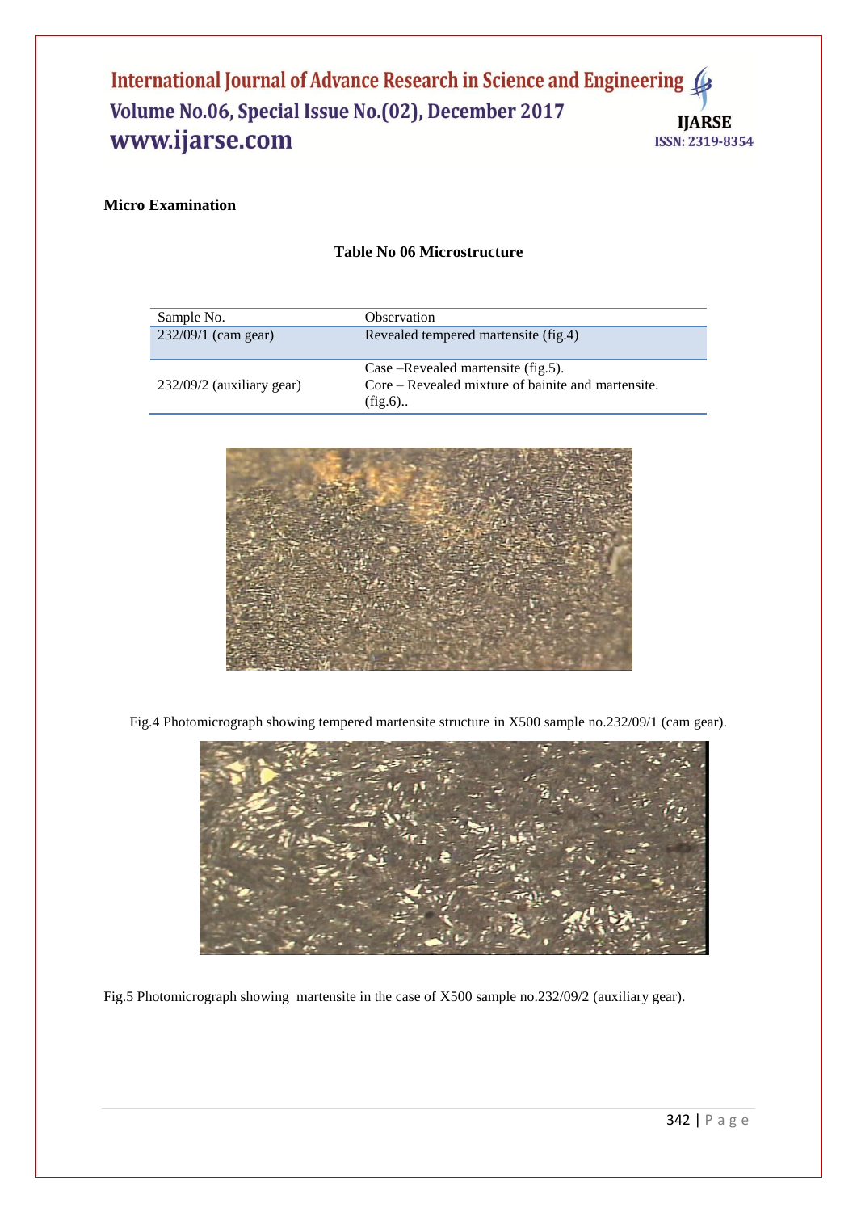**Micro Examination**

**Table No 06 Microstructure**

| Sample No. | Observation |
|---|---|
| 232/09/1 (cam gear) | Revealed tempered martensite (fig.4) |
| 232/09/2 (auxiliary gear) | Case –Revealed martensite (fig.5).<br>Core – Revealed mixture of bainite and martensite. (fig.6).. |

Fig.4 Photomicrograph showing tempered martensite structure in X500 sample no.232/09/1 (cam gear).

Fig.5 Photomicrograph showing martensite in the case of X500 sample no.232/09/2 (auxiliary gear).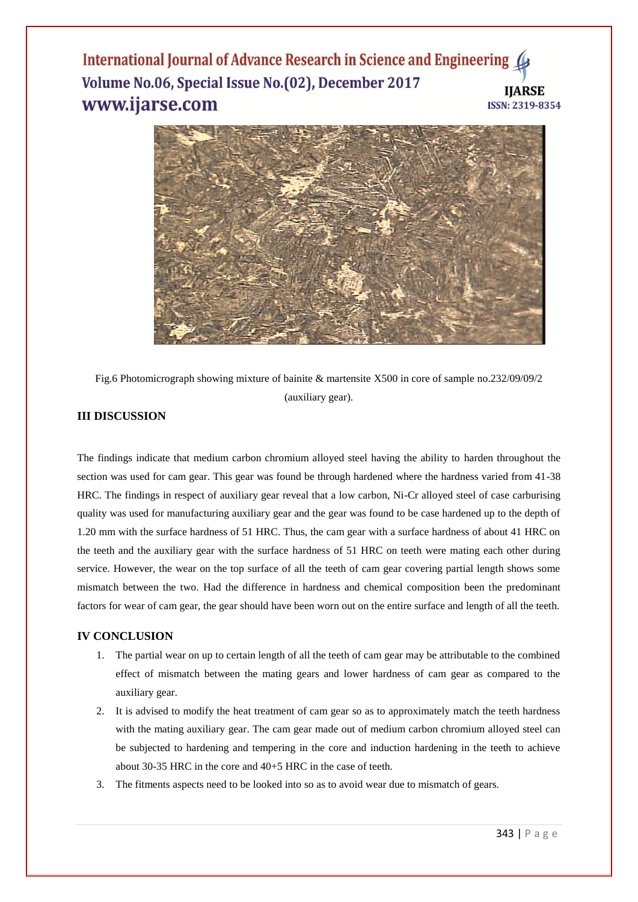Fig.6 Photomicrograph showing mixture of bainite & martensite X500 in core of sample no.232/09/09/2 (auxiliary gear).

## III DISCUSSION

The findings indicate that medium carbon chromium alloyed steel having the ability to harden throughout the section was used for cam gear. This gear was found be through hardened where the hardness varied from 41-38 HRC. The findings in respect of auxiliary gear reveal that a low carbon, Ni-Cr alloyed steel of case carburising quality was used for manufacturing auxiliary gear and the gear was found to be case hardened up to the depth of 1.20 mm with the surface hardness of 51 HRC. Thus, the cam gear with a surface hardness of about 41 HRC on the teeth and the auxiliary gear with the surface hardness of 51 HRC on teeth were mating each other during service. However, the wear on the top surface of all the teeth of cam gear covering partial length shows some mismatch between the two. Had the difference in hardness and chemical composition been the predominant factors for wear of cam gear, the gear should have been worn out on the entire surface and length of all the teeth.

## IV CONCLUSION

1. The partial wear on up to certain length of all the teeth of cam gear may be attributable to the combined effect of mismatch between the mating gears and lower hardness of cam gear as compared to the auxiliary gear.
2. It is advised to modify the heat treatment of cam gear so as to approximately match the teeth hardness with the mating auxiliary gear. The cam gear made out of medium carbon chromium alloyed steel can be subjected to hardening and tempering in the core and induction hardening in the teeth to achieve about 30-35 HRC in the core and 40+5 HRC in the case of teeth.
3. The fitments aspects need to be looked into so as to avoid wear due to mismatch of gears.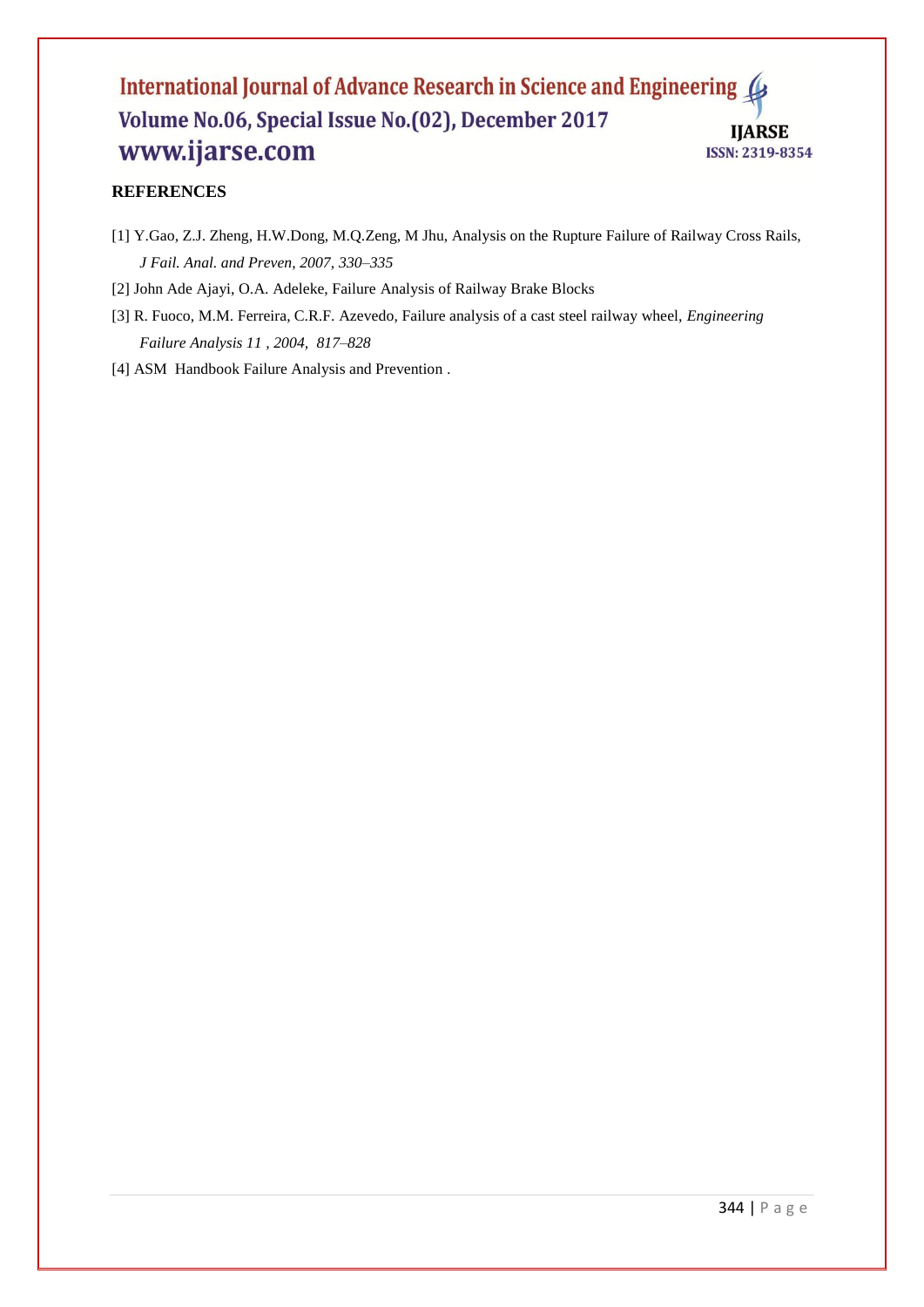## REFERENCES

[1] Y.Gao, Z.J. Zheng, H.W.Dong, M.Q.Zeng, M Jhu, Analysis on the Rupture Failure of Railway Cross Rails, *J Fail. Anal. and Preven, 2007, 330–335*

[2] John Ade Ajayi, O.A. Adeleke, Failure Analysis of Railway Brake Blocks

[3] R. Fuoco, M.M. Ferreira, C.R.F. Azevedo, Failure analysis of a cast steel railway wheel, *Engineering Failure Analysis 11 , 2004, 817–828*

[4] ASM Handbook Failure Analysis and Prevention .